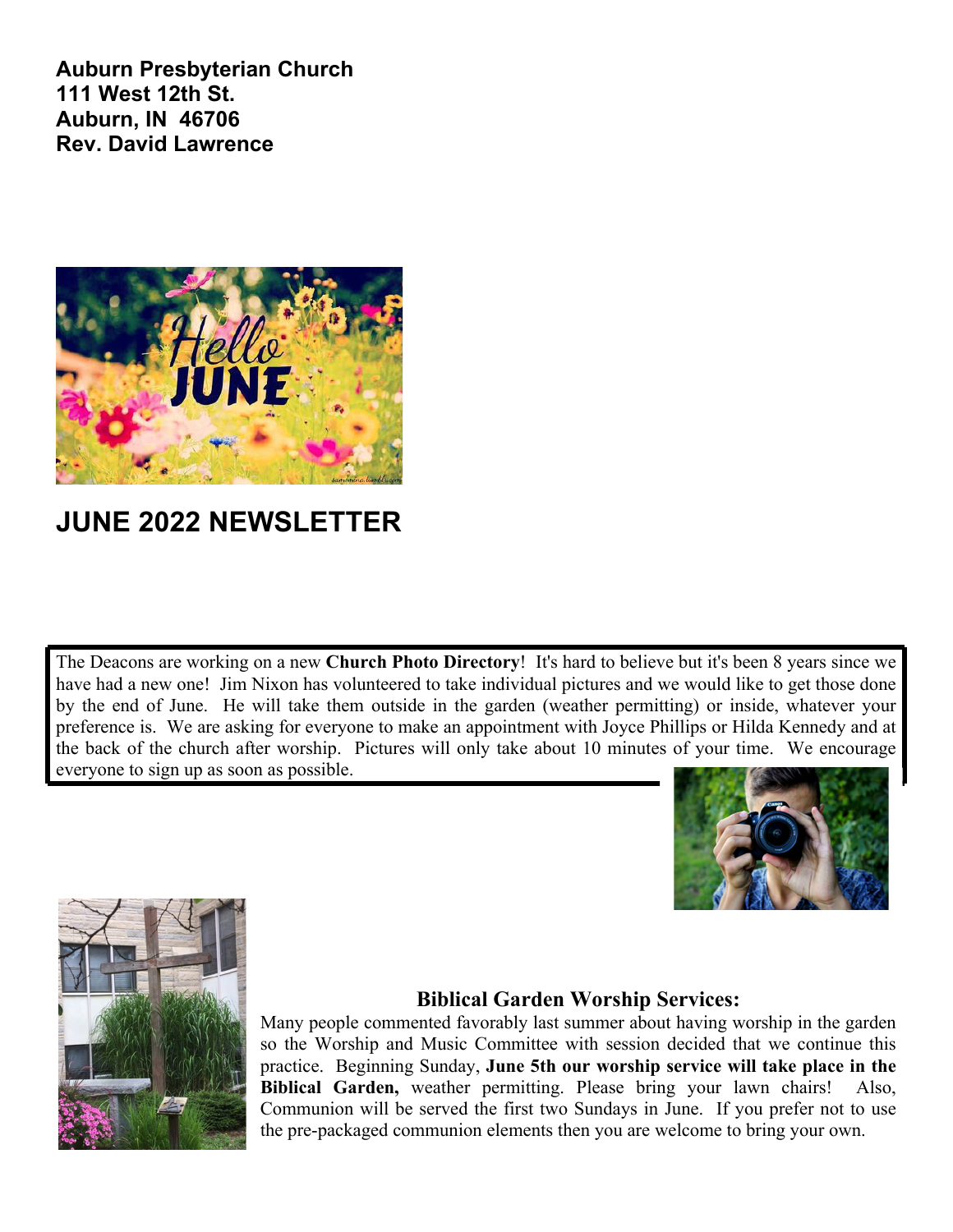**Auburn Presbyterian Church**
**111 West 12th St.**
**Auburn, IN 46706**
**Rev. David Lawrence**

# JUNE 2022 NEWSLETTER

The Deacons are working on a new **Church Photo Directory**! It's hard to believe but it's been 8 years since we have had a new one! Jim Nixon has volunteered to take individual pictures and we would like to get those done by the end of June. He will take them outside in the garden (weather permitting) or inside, whatever your preference is. We are asking for everyone to make an appointment with Joyce Phillips or Hilda Kennedy and at the back of the church after worship. Pictures will only take about 10 minutes of your time. We encourage everyone to sign up as soon as possible.

### Biblical Garden Worship Services:

Many people commented favorably last summer about having worship in the garden so the Worship and Music Committee with session decided that we continue this practice. Beginning Sunday, **June 5th our worship service will take place in the Biblical Garden,** weather permitting. Please bring your lawn chairs! Also, Communion will be served the first two Sundays in June. If you prefer not to use the pre-packaged communion elements then you are welcome to bring your own.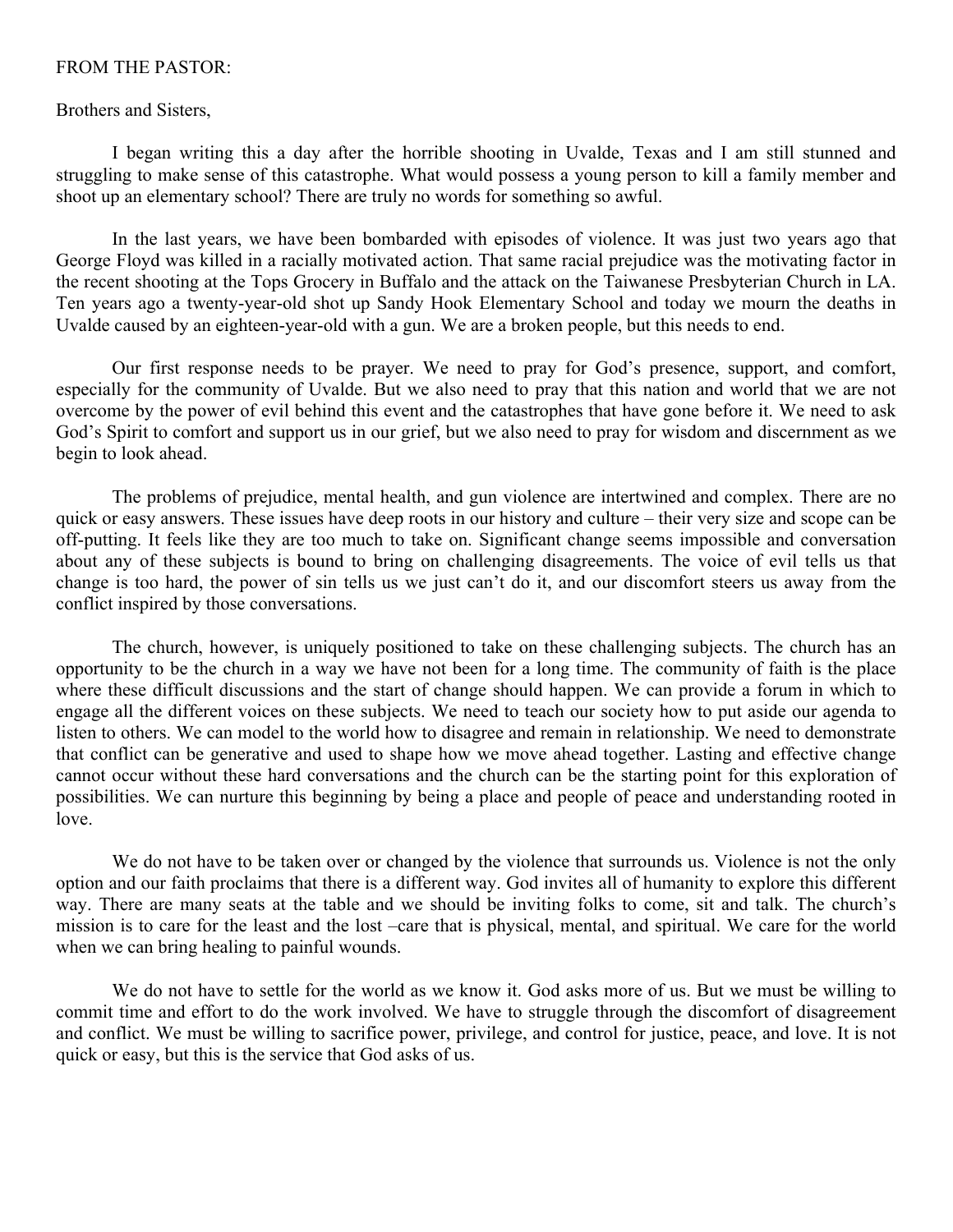FROM THE PASTOR:

Brothers and Sisters,

I began writing this a day after the horrible shooting in Uvalde, Texas and I am still stunned and struggling to make sense of this catastrophe. What would possess a young person to kill a family member and shoot up an elementary school? There are truly no words for something so awful.

In the last years, we have been bombarded with episodes of violence. It was just two years ago that George Floyd was killed in a racially motivated action. That same racial prejudice was the motivating factor in the recent shooting at the Tops Grocery in Buffalo and the attack on the Taiwanese Presbyterian Church in LA. Ten years ago a twenty-year-old shot up Sandy Hook Elementary School and today we mourn the deaths in Uvalde caused by an eighteen-year-old with a gun. We are a broken people, but this needs to end.

Our first response needs to be prayer. We need to pray for God's presence, support, and comfort, especially for the community of Uvalde. But we also need to pray that this nation and world that we are not overcome by the power of evil behind this event and the catastrophes that have gone before it. We need to ask God's Spirit to comfort and support us in our grief, but we also need to pray for wisdom and discernment as we begin to look ahead.

The problems of prejudice, mental health, and gun violence are intertwined and complex. There are no quick or easy answers. These issues have deep roots in our history and culture – their very size and scope can be off-putting. It feels like they are too much to take on. Significant change seems impossible and conversation about any of these subjects is bound to bring on challenging disagreements. The voice of evil tells us that change is too hard, the power of sin tells us we just can't do it, and our discomfort steers us away from the conflict inspired by those conversations.

The church, however, is uniquely positioned to take on these challenging subjects. The church has an opportunity to be the church in a way we have not been for a long time. The community of faith is the place where these difficult discussions and the start of change should happen. We can provide a forum in which to engage all the different voices on these subjects. We need to teach our society how to put aside our agenda to listen to others. We can model to the world how to disagree and remain in relationship. We need to demonstrate that conflict can be generative and used to shape how we move ahead together. Lasting and effective change cannot occur without these hard conversations and the church can be the starting point for this exploration of possibilities. We can nurture this beginning by being a place and people of peace and understanding rooted in love.

We do not have to be taken over or changed by the violence that surrounds us. Violence is not the only option and our faith proclaims that there is a different way. God invites all of humanity to explore this different way. There are many seats at the table and we should be inviting folks to come, sit and talk. The church's mission is to care for the least and the lost –care that is physical, mental, and spiritual. We care for the world when we can bring healing to painful wounds.

We do not have to settle for the world as we know it. God asks more of us. But we must be willing to commit time and effort to do the work involved. We have to struggle through the discomfort of disagreement and conflict. We must be willing to sacrifice power, privilege, and control for justice, peace, and love. It is not quick or easy, but this is the service that God asks of us.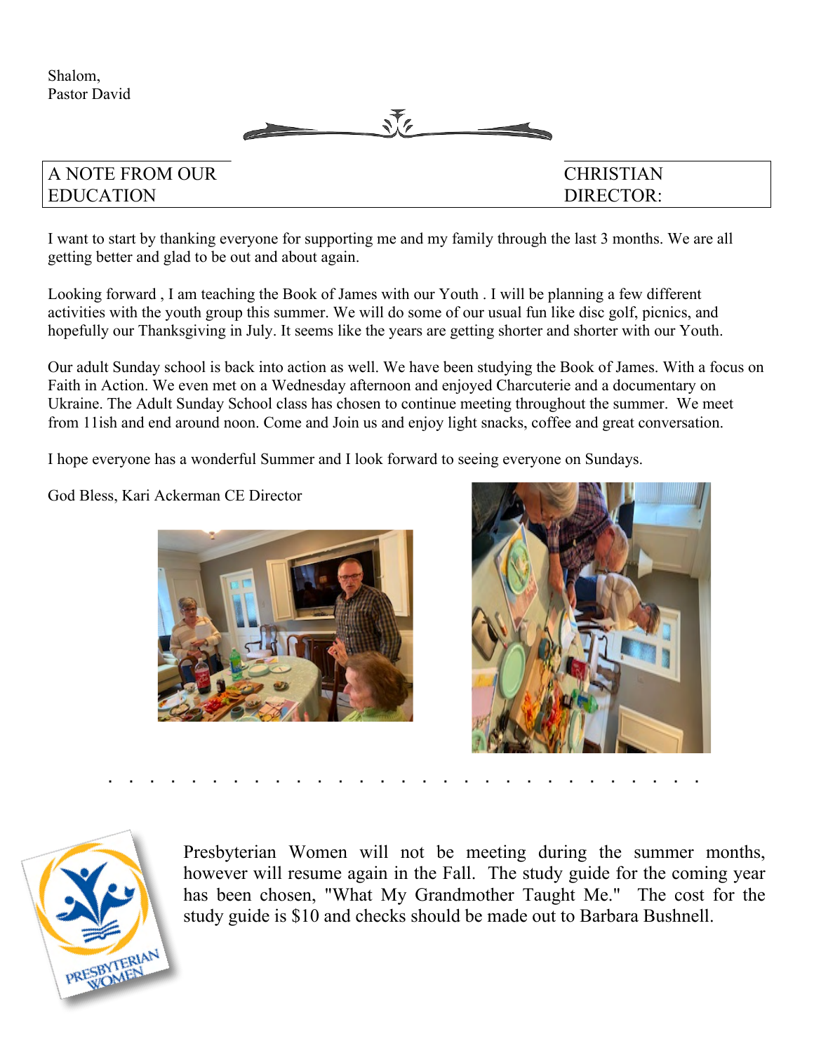Shalom,
Pastor David

## A NOTE FROM OUR CHRISTIAN EDUCATION DIRECTOR:

I want to start by thanking everyone for supporting me and my family through the last 3 months. We are all getting better and glad to be out and about again.

Looking forward , I am teaching the Book of James with our Youth . I will be planning a few different activities with the youth group this summer. We will do some of our usual fun like disc golf, picnics, and hopefully our Thanksgiving in July. It seems like the years are getting shorter and shorter with our Youth.

Our adult Sunday school is back into action as well. We have been studying the Book of James. With a focus on Faith in Action. We even met on a Wednesday afternoon and enjoyed Charcuterie and a documentary on Ukraine. The Adult Sunday School class has chosen to continue meeting throughout the summer. We meet from 11ish and end around noon. Come and Join us and enjoy light snacks, coffee and great conversation.

I hope everyone has a wonderful Summer and I look forward to seeing everyone on Sundays.

God Bless, Kari Ackerman CE Director

Presbyterian Women will not be meeting during the summer months, however will resume again in the Fall. The study guide for the coming year has been chosen, "What My Grandmother Taught Me." The cost for the study guide is $10 and checks should be made out to Barbara Bushnell.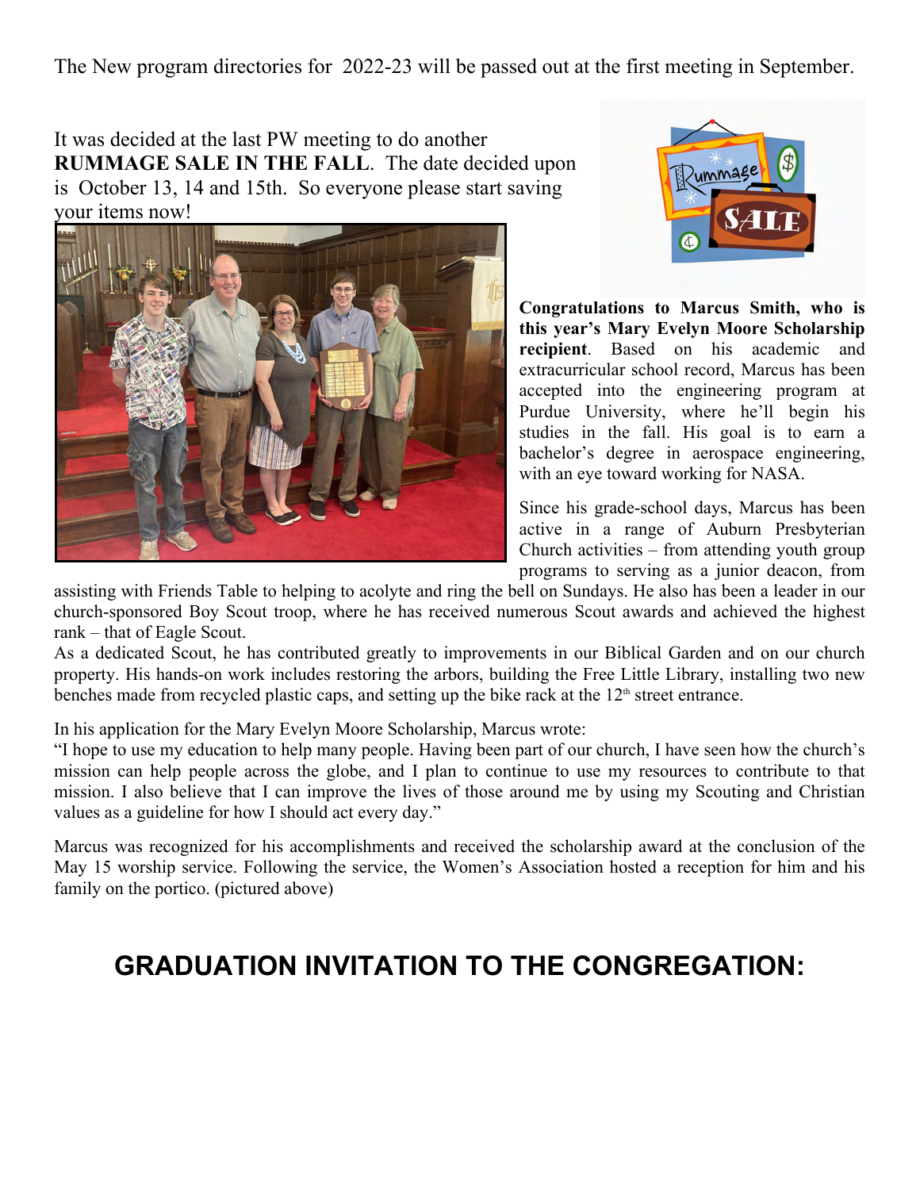The New program directories for 2022-23 will be passed out at the first meeting in September.

It was decided at the last PW meeting to do another **RUMMAGE SALE IN THE FALL**. The date decided upon is October 13, 14 and 15th. So everyone please start saving your items now!

**Congratulations to Marcus Smith, who is this year's Mary Evelyn Moore Scholarship recipient**. Based on his academic and extracurricular school record, Marcus has been accepted into the engineering program at Purdue University, where he'll begin his studies in the fall. His goal is to earn a bachelor's degree in aerospace engineering, with an eye toward working for NASA.

Since his grade-school days, Marcus has been active in a range of Auburn Presbyterian Church activities – from attending youth group programs to serving as a junior deacon, from assisting with Friends Table to helping to acolyte and ring the bell on Sundays. He also has been a leader in our church-sponsored Boy Scout troop, where he has received numerous Scout awards and achieved the highest rank – that of Eagle Scout.

As a dedicated Scout, he has contributed greatly to improvements in our Biblical Garden and on our church property. His hands-on work includes restoring the arbors, building the Free Little Library, installing two new benches made from recycled plastic caps, and setting up the bike rack at the 12th street entrance.

In his application for the Mary Evelyn Moore Scholarship, Marcus wrote:

"I hope to use my education to help many people. Having been part of our church, I have seen how the church's mission can help people across the globe, and I plan to continue to use my resources to contribute to that mission. I also believe that I can improve the lives of those around me by using my Scouting and Christian values as a guideline for how I should act every day."

Marcus was recognized for his accomplishments and received the scholarship award at the conclusion of the May 15 worship service. Following the service, the Women's Association hosted a reception for him and his family on the portico. (pictured above)

## GRADUATION INVITATION TO THE CONGREGATION: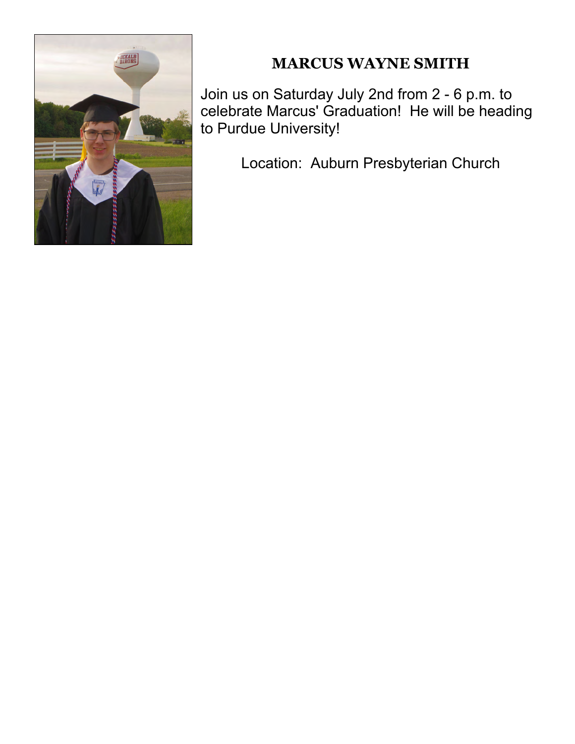# MARCUS WAYNE SMITH

Join us on Saturday July 2nd from 2 - 6 p.m. to celebrate Marcus' Graduation! He will be heading to Purdue University!

Location: Auburn Presbyterian Church